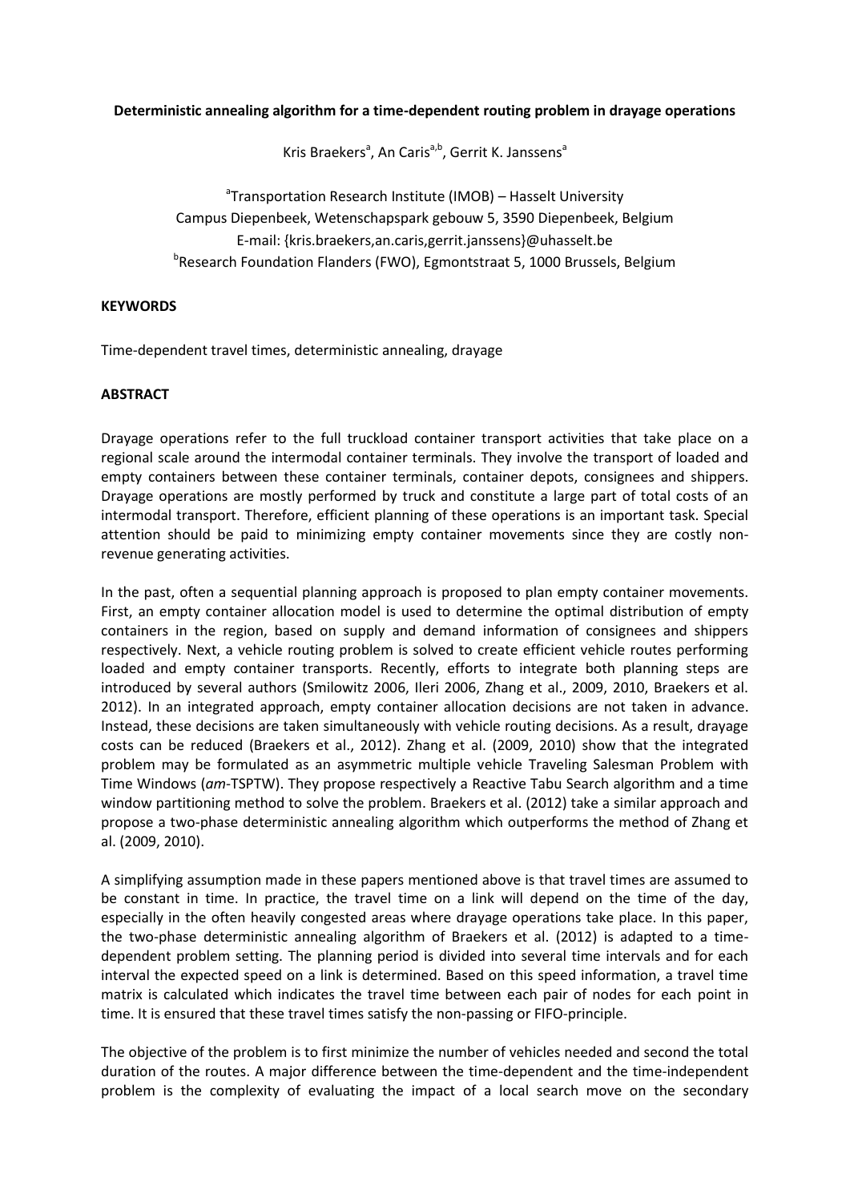**Deterministic annealing algorithm for a time-dependent routing problem in drayage operations**

Kris Braekers[a], An Caris[a,b], Gerrit K. Janssens[a]

[a]Transportation Research Institute (IMOB) – Hasselt University
Campus Diepenbeek, Wetenschapspark gebouw 5, 3590 Diepenbeek, Belgium
E-mail: {kris.braekers,an.caris,gerrit.janssens}@uhasselt.be
[b]Research Foundation Flanders (FWO), Egmontstraat 5, 1000 Brussels, Belgium

**KEYWORDS**

Time-dependent travel times, deterministic annealing, drayage

**ABSTRACT**

Drayage operations refer to the full truckload container transport activities that take place on a regional scale around the intermodal container terminals. They involve the transport of loaded and empty containers between these container terminals, container depots, consignees and shippers. Drayage operations are mostly performed by truck and constitute a large part of total costs of an intermodal transport. Therefore, efficient planning of these operations is an important task. Special attention should be paid to minimizing empty container movements since they are costly non-revenue generating activities.

In the past, often a sequential planning approach is proposed to plan empty container movements. First, an empty container allocation model is used to determine the optimal distribution of empty containers in the region, based on supply and demand information of consignees and shippers respectively. Next, a vehicle routing problem is solved to create efficient vehicle routes performing loaded and empty container transports. Recently, efforts to integrate both planning steps are introduced by several authors (Smilowitz 2006, Ileri 2006, Zhang et al., 2009, 2010, Braekers et al. 2012). In an integrated approach, empty container allocation decisions are not taken in advance. Instead, these decisions are taken simultaneously with vehicle routing decisions. As a result, drayage costs can be reduced (Braekers et al., 2012). Zhang et al. (2009, 2010) show that the integrated problem may be formulated as an asymmetric multiple vehicle Traveling Salesman Problem with Time Windows (*am*-TSPTW). They propose respectively a Reactive Tabu Search algorithm and a time window partitioning method to solve the problem. Braekers et al. (2012) take a similar approach and propose a two-phase deterministic annealing algorithm which outperforms the method of Zhang et al. (2009, 2010).

A simplifying assumption made in these papers mentioned above is that travel times are assumed to be constant in time. In practice, the travel time on a link will depend on the time of the day, especially in the often heavily congested areas where drayage operations take place. In this paper, the two-phase deterministic annealing algorithm of Braekers et al. (2012) is adapted to a time-dependent problem setting. The planning period is divided into several time intervals and for each interval the expected speed on a link is determined. Based on this speed information, a travel time matrix is calculated which indicates the travel time between each pair of nodes for each point in time. It is ensured that these travel times satisfy the non-passing or FIFO-principle.

The objective of the problem is to first minimize the number of vehicles needed and second the total duration of the routes. A major difference between the time-dependent and the time-independent problem is the complexity of evaluating the impact of a local search move on the secondary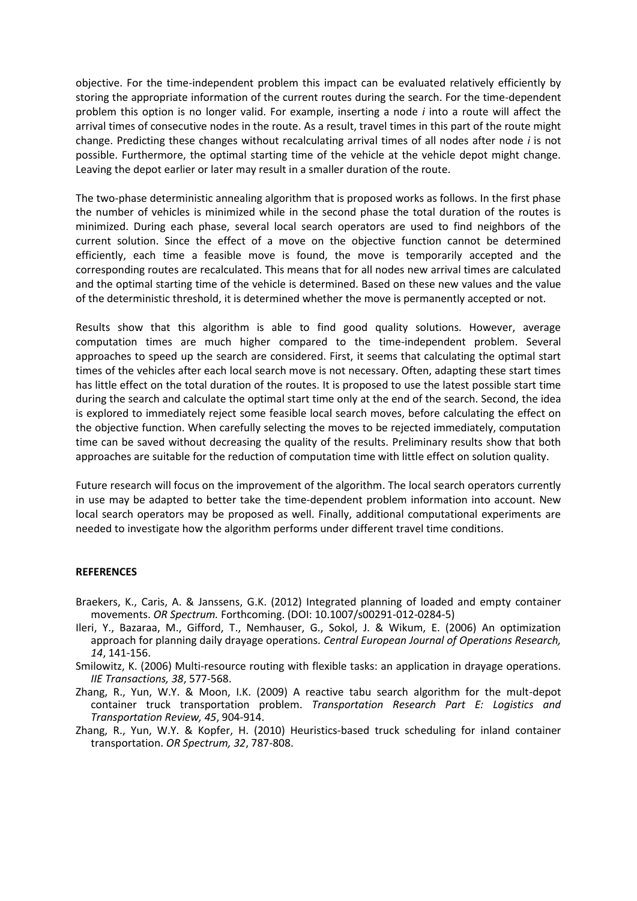objective. For the time-independent problem this impact can be evaluated relatively efficiently by storing the appropriate information of the current routes during the search. For the time-dependent problem this option is no longer valid. For example, inserting a node *i* into a route will affect the arrival times of consecutive nodes in the route. As a result, travel times in this part of the route might change. Predicting these changes without recalculating arrival times of all nodes after node *i* is not possible. Furthermore, the optimal starting time of the vehicle at the vehicle depot might change. Leaving the depot earlier or later may result in a smaller duration of the route.

The two-phase deterministic annealing algorithm that is proposed works as follows. In the first phase the number of vehicles is minimized while in the second phase the total duration of the routes is minimized. During each phase, several local search operators are used to find neighbors of the current solution. Since the effect of a move on the objective function cannot be determined efficiently, each time a feasible move is found, the move is temporarily accepted and the corresponding routes are recalculated. This means that for all nodes new arrival times are calculated and the optimal starting time of the vehicle is determined. Based on these new values and the value of the deterministic threshold, it is determined whether the move is permanently accepted or not.

Results show that this algorithm is able to find good quality solutions. However, average computation times are much higher compared to the time-independent problem. Several approaches to speed up the search are considered. First, it seems that calculating the optimal start times of the vehicles after each local search move is not necessary. Often, adapting these start times has little effect on the total duration of the routes. It is proposed to use the latest possible start time during the search and calculate the optimal start time only at the end of the search. Second, the idea is explored to immediately reject some feasible local search moves, before calculating the effect on the objective function. When carefully selecting the moves to be rejected immediately, computation time can be saved without decreasing the quality of the results. Preliminary results show that both approaches are suitable for the reduction of computation time with little effect on solution quality.

Future research will focus on the improvement of the algorithm. The local search operators currently in use may be adapted to better take the time-dependent problem information into account. New local search operators may be proposed as well. Finally, additional computational experiments are needed to investigate how the algorithm performs under different travel time conditions.

**REFERENCES**

Braekers, K., Caris, A. & Janssens, G.K. (2012) Integrated planning of loaded and empty container movements. *OR Spectrum.* Forthcoming. (DOI: 10.1007/s00291-012-0284-5)

Ileri, Y., Bazaraa, M., Gifford, T., Nemhauser, G., Sokol, J. & Wikum, E. (2006) An optimization approach for planning daily drayage operations. *Central European Journal of Operations Research, 14*, 141-156.

Smilowitz, K. (2006) Multi-resource routing with flexible tasks: an application in drayage operations. *IIE Transactions, 38*, 577-568.

Zhang, R., Yun, W.Y. & Moon, I.K. (2009) A reactive tabu search algorithm for the mult-depot container truck transportation problem. *Transportation Research Part E: Logistics and Transportation Review, 45*, 904-914.

Zhang, R., Yun, W.Y. & Kopfer, H. (2010) Heuristics-based truck scheduling for inland container transportation. *OR Spectrum, 32*, 787-808.